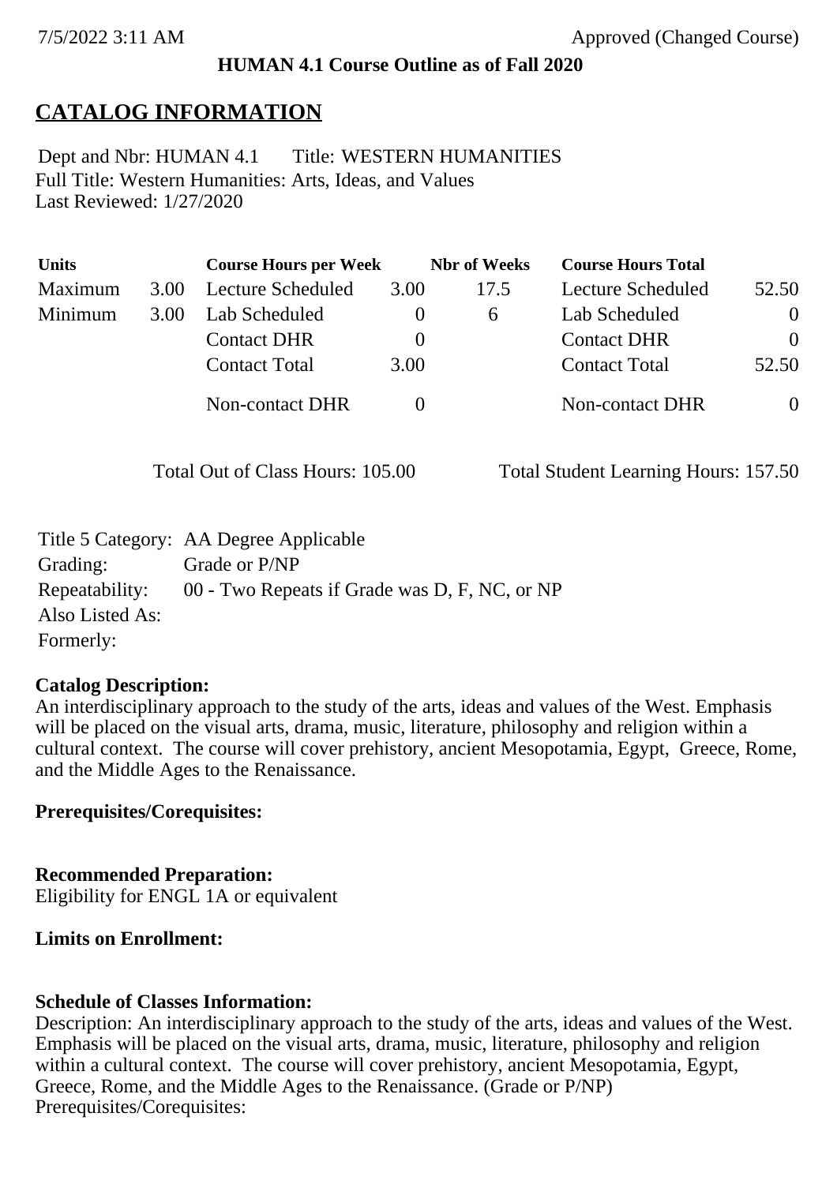**HUMAN 4.1 Course Outline as of Fall 2020**

# CATALOG INFORMATION

Dept and Nbr: HUMAN 4.1 Title: WESTERN HUMANITIES
Full Title: Western Humanities: Arts, Ideas, and Values
Last Reviewed: 1/27/2020

| Units | | Course Hours per Week | | Nbr of Weeks | Course Hours Total | |
|---|---|---|---|---|---|---|
| Maximum | 3.00 | Lecture Scheduled | 3.00 | 17.5 | Lecture Scheduled | 52.50 |
| Minimum | 3.00 | Lab Scheduled | 0 | 6 | Lab Scheduled | 0 |
| | | Contact DHR | 0 | | Contact DHR | 0 |
| | | Contact Total | 3.00 | | Contact Total | 52.50 |
| | | Non-contact DHR | 0 | | Non-contact DHR | 0 |

Total Out of Class Hours: 105.00 Total Student Learning Hours: 157.50

Title 5 Category: AA Degree Applicable
Grading: Grade or P/NP
Repeatability: 00 - Two Repeats if Grade was D, F, NC, or NP
Also Listed As:
Formerly:

**Catalog Description:**
An interdisciplinary approach to the study of the arts, ideas and values of the West. Emphasis will be placed on the visual arts, drama, music, literature, philosophy and religion within a cultural context. The course will cover prehistory, ancient Mesopotamia, Egypt, Greece, Rome, and the Middle Ages to the Renaissance.

**Prerequisites/Corequisites:**

**Recommended Preparation:**
Eligibility for ENGL 1A or equivalent

**Limits on Enrollment:**

**Schedule of Classes Information:**
Description: An interdisciplinary approach to the study of the arts, ideas and values of the West. Emphasis will be placed on the visual arts, drama, music, literature, philosophy and religion within a cultural context. The course will cover prehistory, ancient Mesopotamia, Egypt, Greece, Rome, and the Middle Ages to the Renaissance. (Grade or P/NP)
Prerequisites/Corequisites: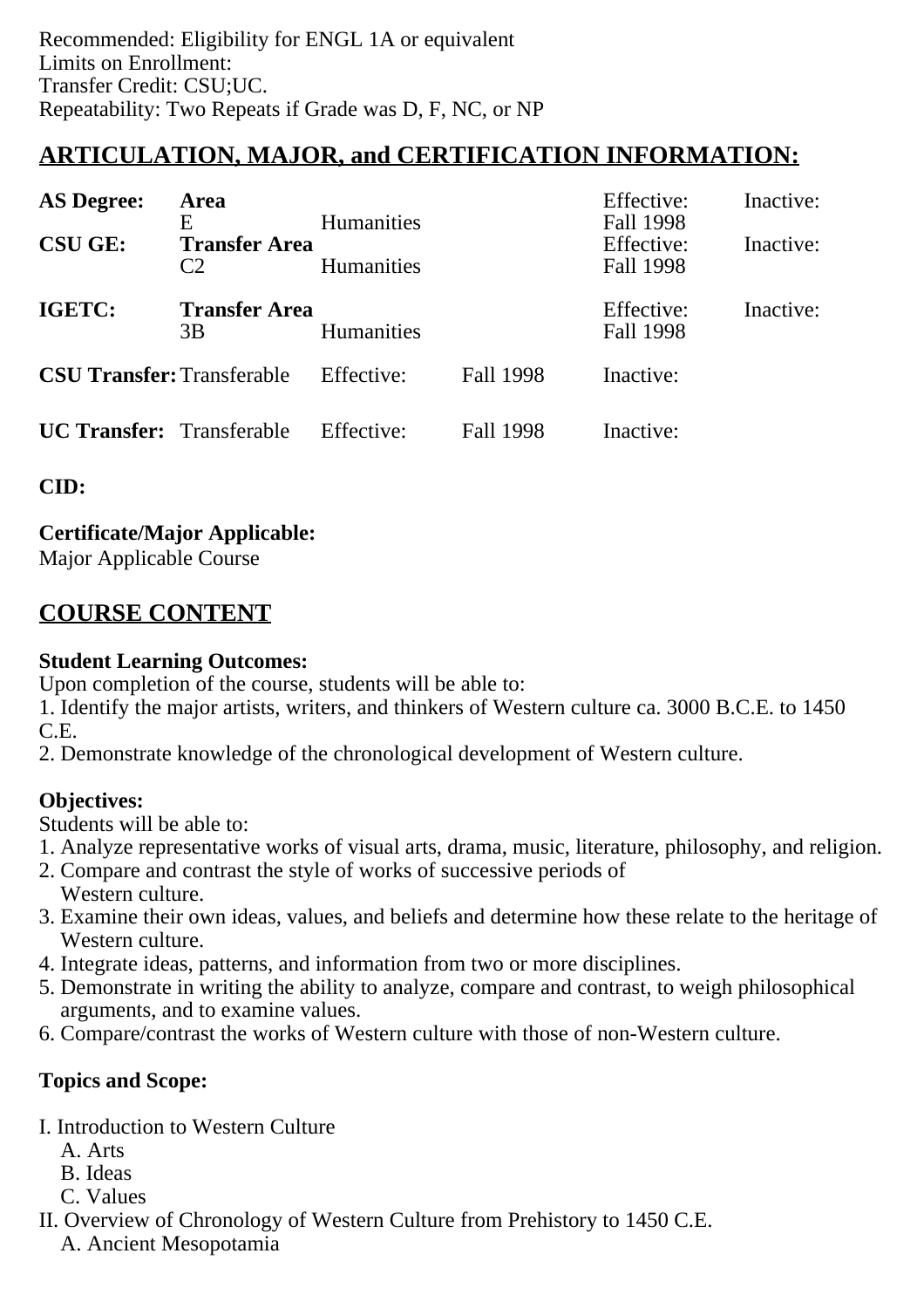Recommended: Eligibility for ENGL 1A or equivalent
Limits on Enrollment:
Transfer Credit: CSU;UC.
Repeatability: Two Repeats if Grade was D, F, NC, or NP

## ARTICULATION, MAJOR, and CERTIFICATION INFORMATION:

| | | | | | |
|---|---|---|---|---|---|
| **AS Degree:** | **Area** | | | Effective: | Inactive: |
| | E | Humanities | | Fall 1998 | |
| **CSU GE:** | **Transfer Area** | | | Effective: | Inactive: |
| | C2 | Humanities | | Fall 1998 | |
| **IGETC:** | **Transfer Area** | | | Effective: | Inactive: |
| | 3B | Humanities | | Fall 1998 | |
| **CSU Transfer:** | Transferable | Effective: | Fall 1998 | Inactive: | |
| **UC Transfer:** | Transferable | Effective: | Fall 1998 | Inactive: | |

**CID:**

**Certificate/Major Applicable:**
Major Applicable Course

## COURSE CONTENT

**Student Learning Outcomes:**
Upon completion of the course, students will be able to:
1. Identify the major artists, writers, and thinkers of Western culture ca. 3000 B.C.E. to 1450 C.E.
2. Demonstrate knowledge of the chronological development of Western culture.

**Objectives:**
Students will be able to:
1. Analyze representative works of visual arts, drama, music, literature, philosophy, and religion.
2. Compare and contrast the style of works of successive periods of Western culture.
3. Examine their own ideas, values, and beliefs and determine how these relate to the heritage of Western culture.
4. Integrate ideas, patterns, and information from two or more disciplines.
5. Demonstrate in writing the ability to analyze, compare and contrast, to weigh philosophical arguments, and to examine values.
6. Compare/contrast the works of Western culture with those of non-Western culture.

**Topics and Scope:**

I. Introduction to Western Culture
   A. Arts
   B. Ideas
   C. Values
II. Overview of Chronology of Western Culture from Prehistory to 1450 C.E.
   A. Ancient Mesopotamia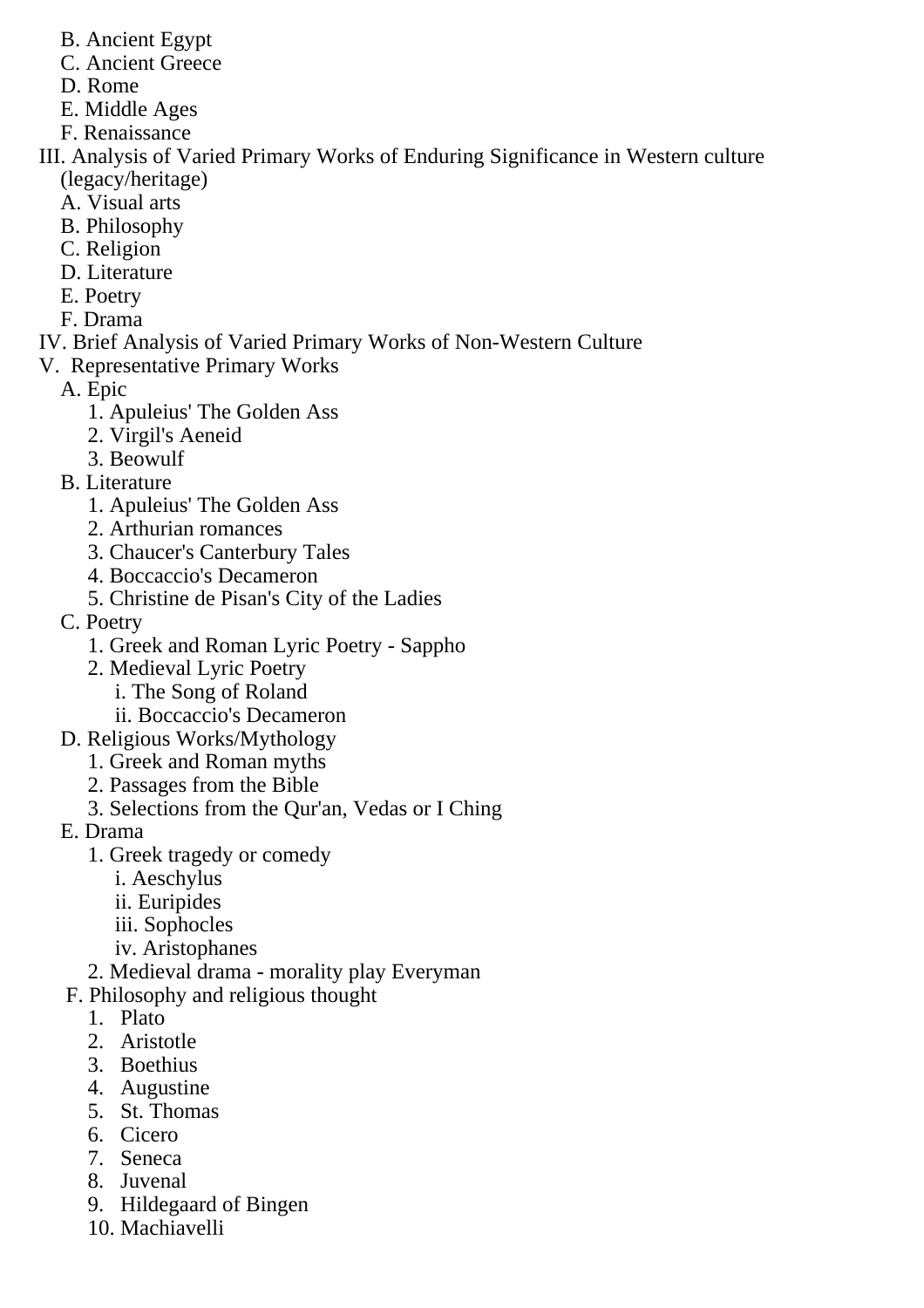B. Ancient Egypt
   C. Ancient Greece
   D. Rome
   E. Middle Ages
   F. Renaissance

III. Analysis of Varied Primary Works of Enduring Significance in Western culture (legacy/heritage)
   A. Visual arts
   B. Philosophy
   C. Religion
   D. Literature
   E. Poetry
   F. Drama

IV. Brief Analysis of Varied Primary Works of Non-Western Culture

V. Representative Primary Works
   A. Epic
      1. Apuleius' The Golden Ass
      2. Virgil's Aeneid
      3. Beowulf
   B. Literature
      1. Apuleius' The Golden Ass
      2. Arthurian romances
      3. Chaucer's Canterbury Tales
      4. Boccaccio's Decameron
      5. Christine de Pisan's City of the Ladies
   C. Poetry
      1. Greek and Roman Lyric Poetry - Sappho
      2. Medieval Lyric Poetry
         i. The Song of Roland
         ii. Boccaccio's Decameron
   D. Religious Works/Mythology
      1. Greek and Roman myths
      2. Passages from the Bible
      3. Selections from the Qur'an, Vedas or I Ching
   E. Drama
      1. Greek tragedy or comedy
         i. Aeschylus
         ii. Euripides
         iii. Sophocles
         iv. Aristophanes
      2. Medieval drama - morality play Everyman
   F. Philosophy and religious thought
      1. Plato
      2. Aristotle
      3. Boethius
      4. Augustine
      5. St. Thomas
      6. Cicero
      7. Seneca
      8. Juvenal
      9. Hildegaard of Bingen
      10. Machiavelli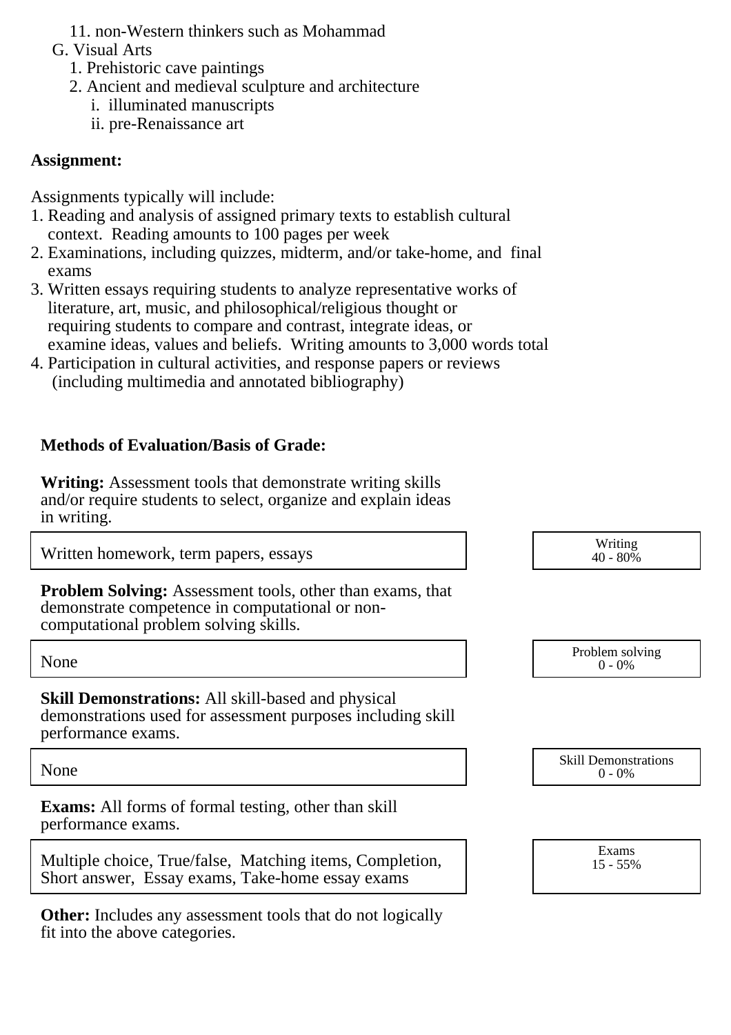11. non-Western thinkers such as Mohammad
  G. Visual Arts
    1. Prehistoric cave paintings
    2. Ancient and medieval sculpture and architecture
      i. illuminated manuscripts
      ii. pre-Renaissance art

**Assignment:**

Assignments typically will include:

1. Reading and analysis of assigned primary texts to establish cultural context. Reading amounts to 100 pages per week
2. Examinations, including quizzes, midterm, and/or take-home, and final exams
3. Written essays requiring students to analyze representative works of literature, art, music, and philosophical/religious thought or requiring students to compare and contrast, integrate ideas, or examine ideas, values and beliefs. Writing amounts to 3,000 words total
4. Participation in cultural activities, and response papers or reviews (including multimedia and annotated bibliography)

**Methods of Evaluation/Basis of Grade:**

**Writing:** Assessment tools that demonstrate writing skills and/or require students to select, organize and explain ideas in writing.

| Written homework, term papers, essays | Writing 40 - 80% |
|---|---|

**Problem Solving:** Assessment tools, other than exams, that demonstrate competence in computational or non-computational problem solving skills.

| None | Problem solving 0 - 0% |
|---|---|

**Skill Demonstrations:** All skill-based and physical demonstrations used for assessment purposes including skill performance exams.

| None | Skill Demonstrations 0 - 0% |
|---|---|

**Exams:** All forms of formal testing, other than skill performance exams.

| Multiple choice, True/false, Matching items, Completion, Short answer, Essay exams, Take-home essay exams | Exams 15 - 55% |
|---|---|

**Other:** Includes any assessment tools that do not logically fit into the above categories.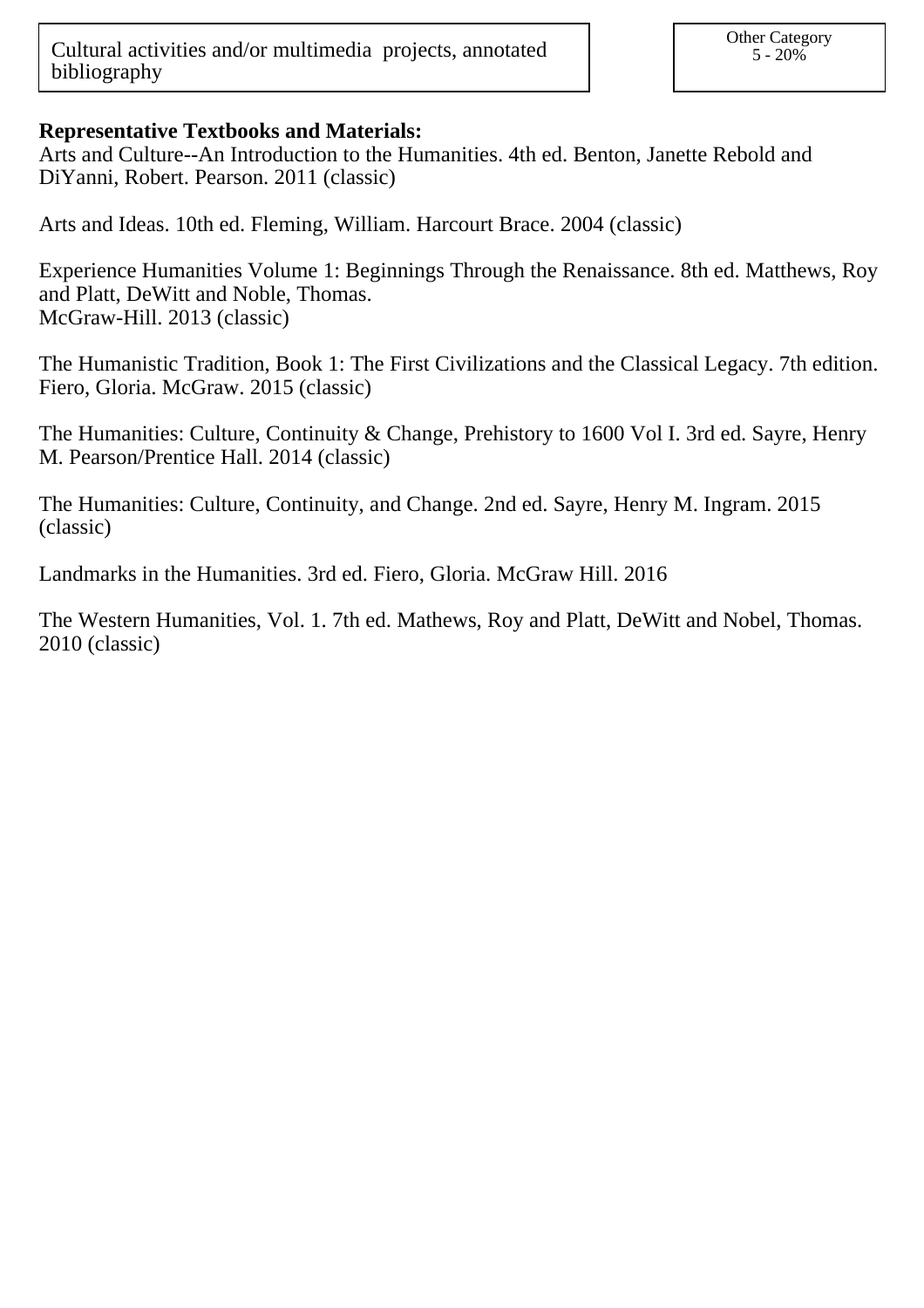| | |
|---|---|
| Cultural activities and/or multimedia projects, annotated bibliography | Other Category 5 - 20% |

**Representative Textbooks and Materials:**

Arts and Culture--An Introduction to the Humanities. 4th ed. Benton, Janette Rebold and DiYanni, Robert. Pearson. 2011 (classic)

Arts and Ideas. 10th ed. Fleming, William. Harcourt Brace. 2004 (classic)

Experience Humanities Volume 1: Beginnings Through the Renaissance. 8th ed. Matthews, Roy and Platt, DeWitt and Noble, Thomas.
McGraw-Hill. 2013 (classic)

The Humanistic Tradition, Book 1: The First Civilizations and the Classical Legacy. 7th edition. Fiero, Gloria. McGraw. 2015 (classic)

The Humanities: Culture, Continuity & Change, Prehistory to 1600 Vol I. 3rd ed. Sayre, Henry M. Pearson/Prentice Hall. 2014 (classic)

The Humanities: Culture, Continuity, and Change. 2nd ed. Sayre, Henry M. Ingram. 2015 (classic)

Landmarks in the Humanities. 3rd ed. Fiero, Gloria. McGraw Hill. 2016

The Western Humanities, Vol. 1. 7th ed. Mathews, Roy and Platt, DeWitt and Nobel, Thomas. 2010 (classic)